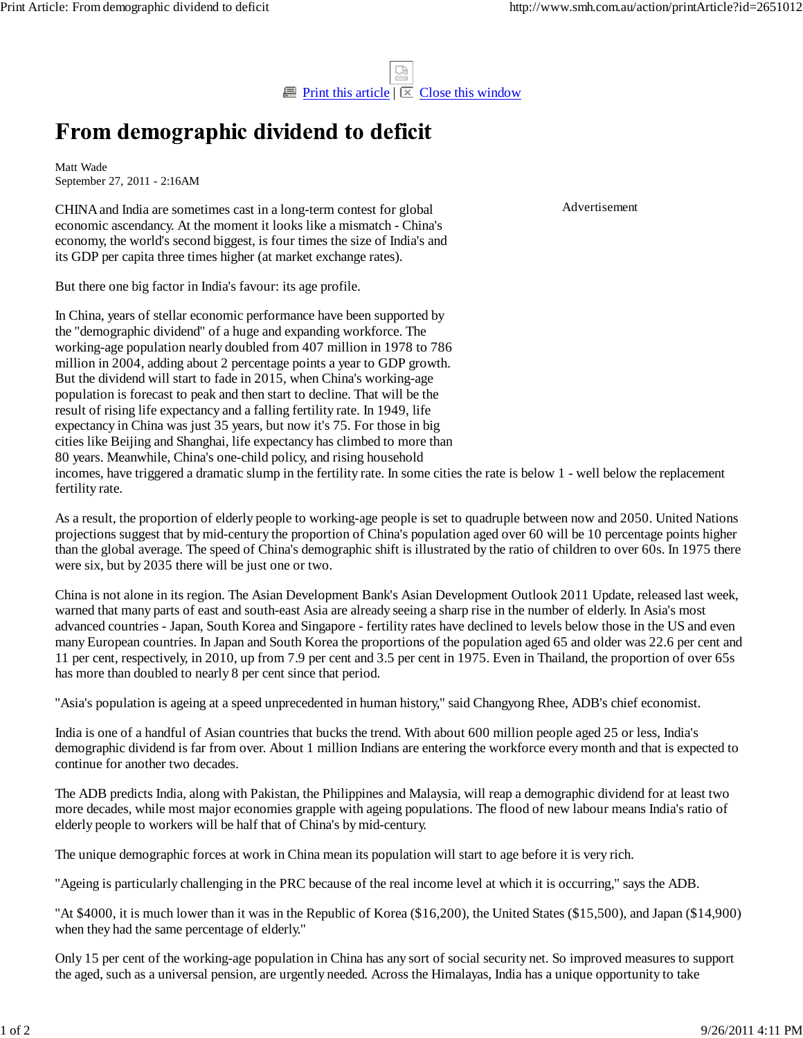# From demographic dividend to deficit

Matt Wade
September 27, 2011 - 2:16AM

CHINA and India are sometimes cast in a long-term contest for global economic ascendancy. At the moment it looks like a mismatch - China's economy, the world's second biggest, is four times the size of India's and its GDP per capita three times higher (at market exchange rates).

But there one big factor in India's favour: its age profile.

In China, years of stellar economic performance have been supported by the "demographic dividend" of a huge and expanding workforce. The working-age population nearly doubled from 407 million in 1978 to 786 million in 2004, adding about 2 percentage points a year to GDP growth. But the dividend will start to fade in 2015, when China's working-age population is forecast to peak and then start to decline. That will be the result of rising life expectancy and a falling fertility rate. In 1949, life expectancy in China was just 35 years, but now it's 75. For those in big cities like Beijing and Shanghai, life expectancy has climbed to more than 80 years. Meanwhile, China's one-child policy, and rising household incomes, have triggered a dramatic slump in the fertility rate. In some cities the rate is below 1 - well below the replacement fertility rate.

As a result, the proportion of elderly people to working-age people is set to quadruple between now and 2050. United Nations projections suggest that by mid-century the proportion of China's population aged over 60 will be 10 percentage points higher than the global average. The speed of China's demographic shift is illustrated by the ratio of children to over 60s. In 1975 there were six, but by 2035 there will be just one or two.

China is not alone in its region. The Asian Development Bank's Asian Development Outlook 2011 Update, released last week, warned that many parts of east and south-east Asia are already seeing a sharp rise in the number of elderly. In Asia's most advanced countries - Japan, South Korea and Singapore - fertility rates have declined to levels below those in the US and even many European countries. In Japan and South Korea the proportions of the population aged 65 and older was 22.6 per cent and 11 per cent, respectively, in 2010, up from 7.9 per cent and 3.5 per cent in 1975. Even in Thailand, the proportion of over 65s has more than doubled to nearly 8 per cent since that period.

"Asia's population is ageing at a speed unprecedented in human history," said Changyong Rhee, ADB's chief economist.

India is one of a handful of Asian countries that bucks the trend. With about 600 million people aged 25 or less, India's demographic dividend is far from over. About 1 million Indians are entering the workforce every month and that is expected to continue for another two decades.

The ADB predicts India, along with Pakistan, the Philippines and Malaysia, will reap a demographic dividend for at least two more decades, while most major economies grapple with ageing populations. The flood of new labour means India's ratio of elderly people to workers will be half that of China's by mid-century.

The unique demographic forces at work in China mean its population will start to age before it is very rich.

"Ageing is particularly challenging in the PRC because of the real income level at which it is occurring," says the ADB.

"At $4000, it is much lower than it was in the Republic of Korea ($16,200), the United States ($15,500), and Japan ($14,900) when they had the same percentage of elderly."

Only 15 per cent of the working-age population in China has any sort of social security net. So improved measures to support the aged, such as a universal pension, are urgently needed. Across the Himalayas, India has a unique opportunity to take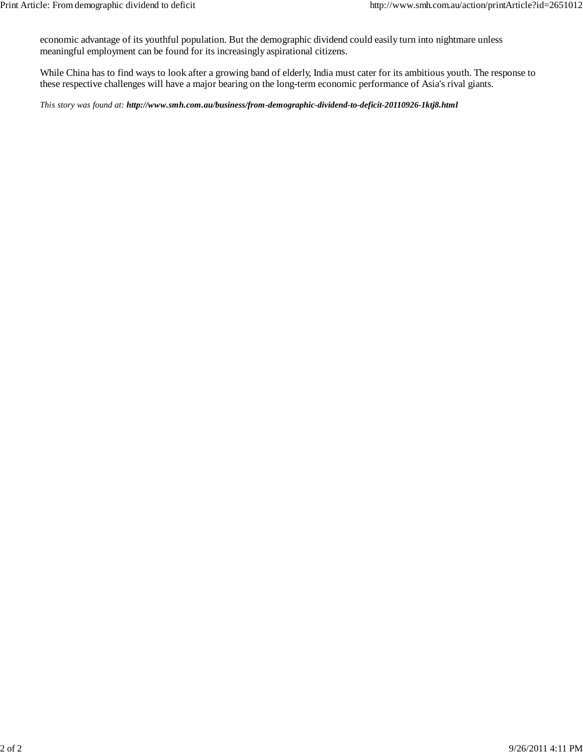economic advantage of its youthful population. But the demographic dividend could easily turn into nightmare unless meaningful employment can be found for its increasingly aspirational citizens.

While China has to find ways to look after a growing band of elderly, India must cater for its ambitious youth. The response to these respective challenges will have a major bearing on the long-term economic performance of Asia's rival giants.

*This story was found at:* ***http://www.smh.com.au/business/from-demographic-dividend-to-deficit-20110926-1ktj8.html***